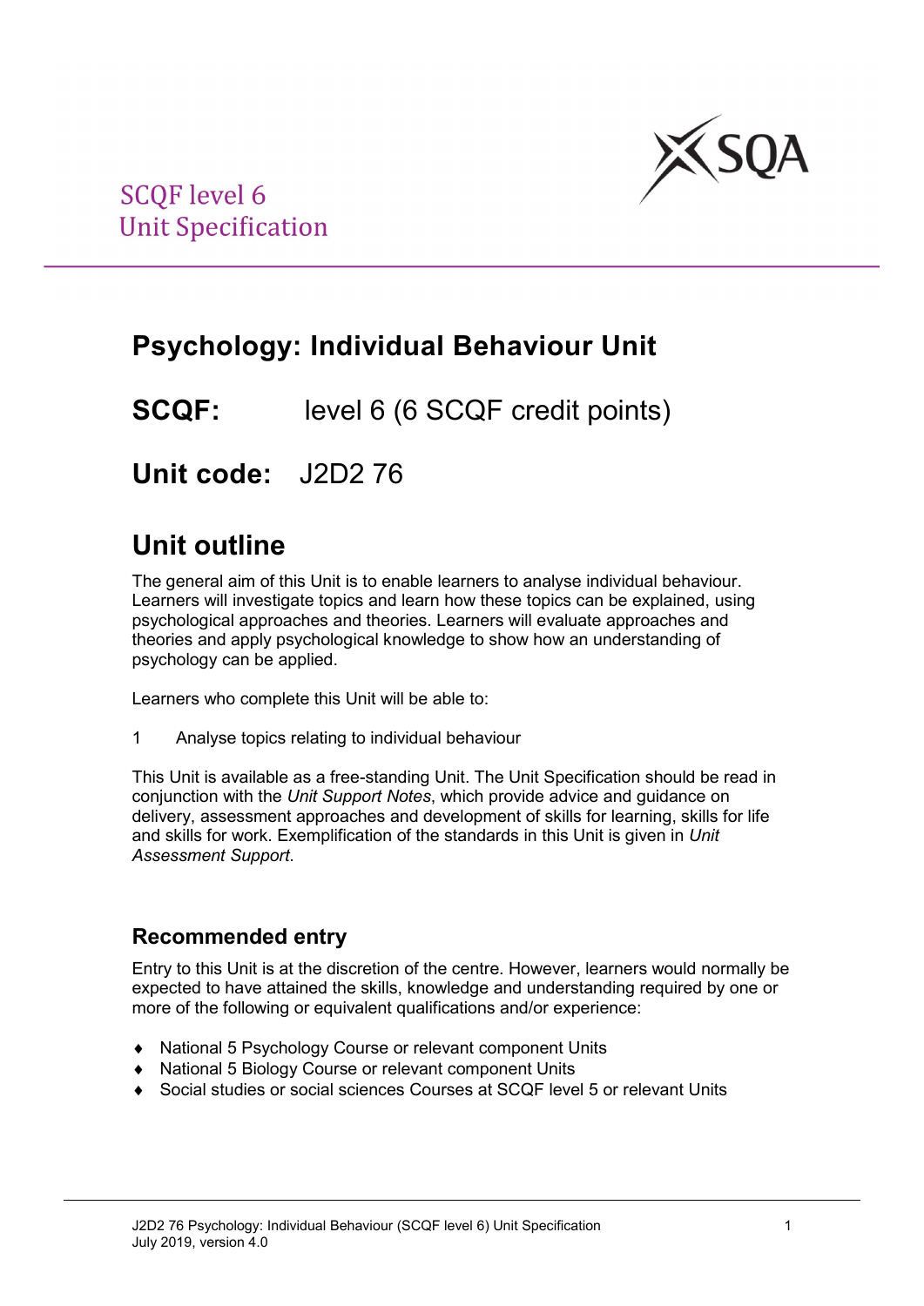SCQF level 6
Unit Specification

# Psychology: Individual Behaviour Unit

**SCQF:** level 6 (6 SCQF credit points)

**Unit code:** J2D2 76

## Unit outline

The general aim of this Unit is to enable learners to analyse individual behaviour. Learners will investigate topics and learn how these topics can be explained, using psychological approaches and theories. Learners will evaluate approaches and theories and apply psychological knowledge to show how an understanding of psychology can be applied.

Learners who complete this Unit will be able to:

1 Analyse topics relating to individual behaviour

This Unit is available as a free-standing Unit. The Unit Specification should be read in conjunction with the *Unit Support Notes*, which provide advice and guidance on delivery, assessment approaches and development of skills for learning, skills for life and skills for work. Exemplification of the standards in this Unit is given in *Unit Assessment Support*.

### Recommended entry

Entry to this Unit is at the discretion of the centre. However, learners would normally be expected to have attained the skills, knowledge and understanding required by one or more of the following or equivalent qualifications and/or experience:

- National 5 Psychology Course or relevant component Units
- National 5 Biology Course or relevant component Units
- Social studies or social sciences Courses at SCQF level 5 or relevant Units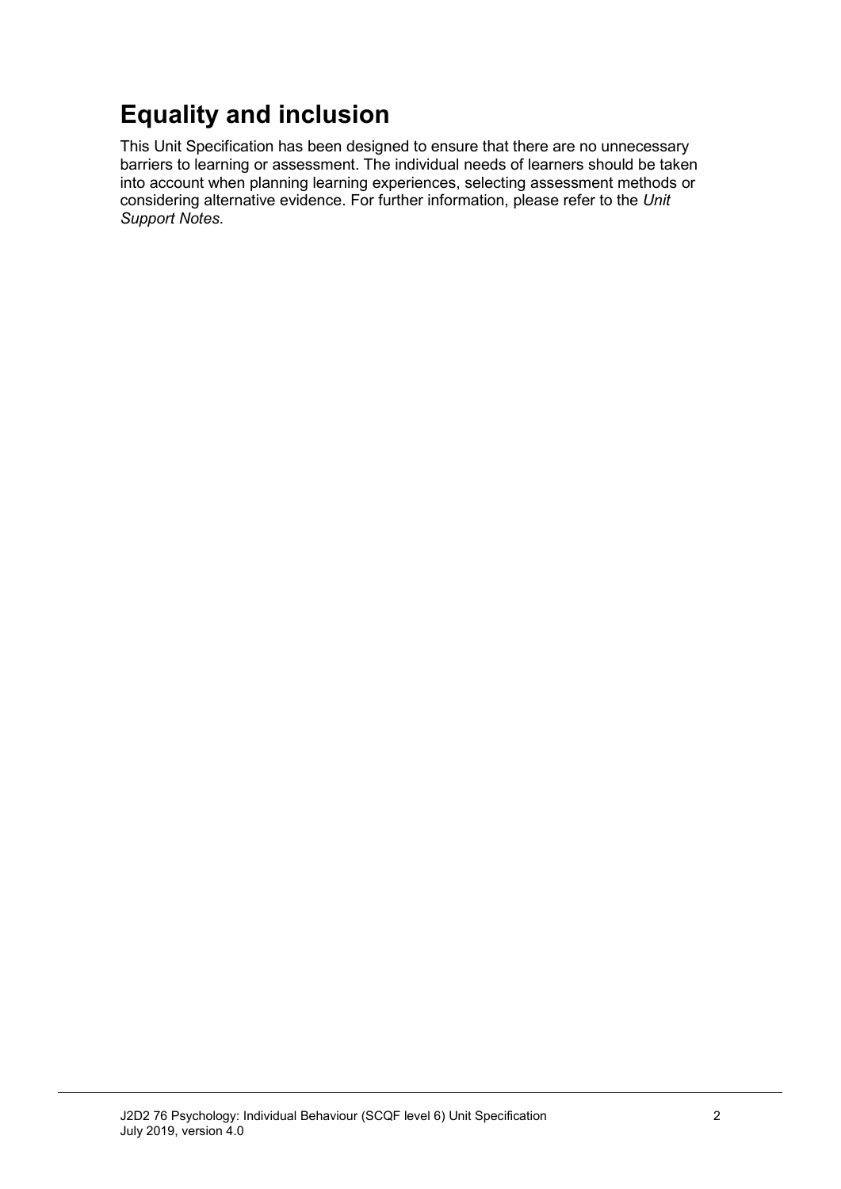# Equality and inclusion

This Unit Specification has been designed to ensure that there are no unnecessary barriers to learning or assessment. The individual needs of learners should be taken into account when planning learning experiences, selecting assessment methods or considering alternative evidence. For further information, please refer to the *Unit Support Notes.*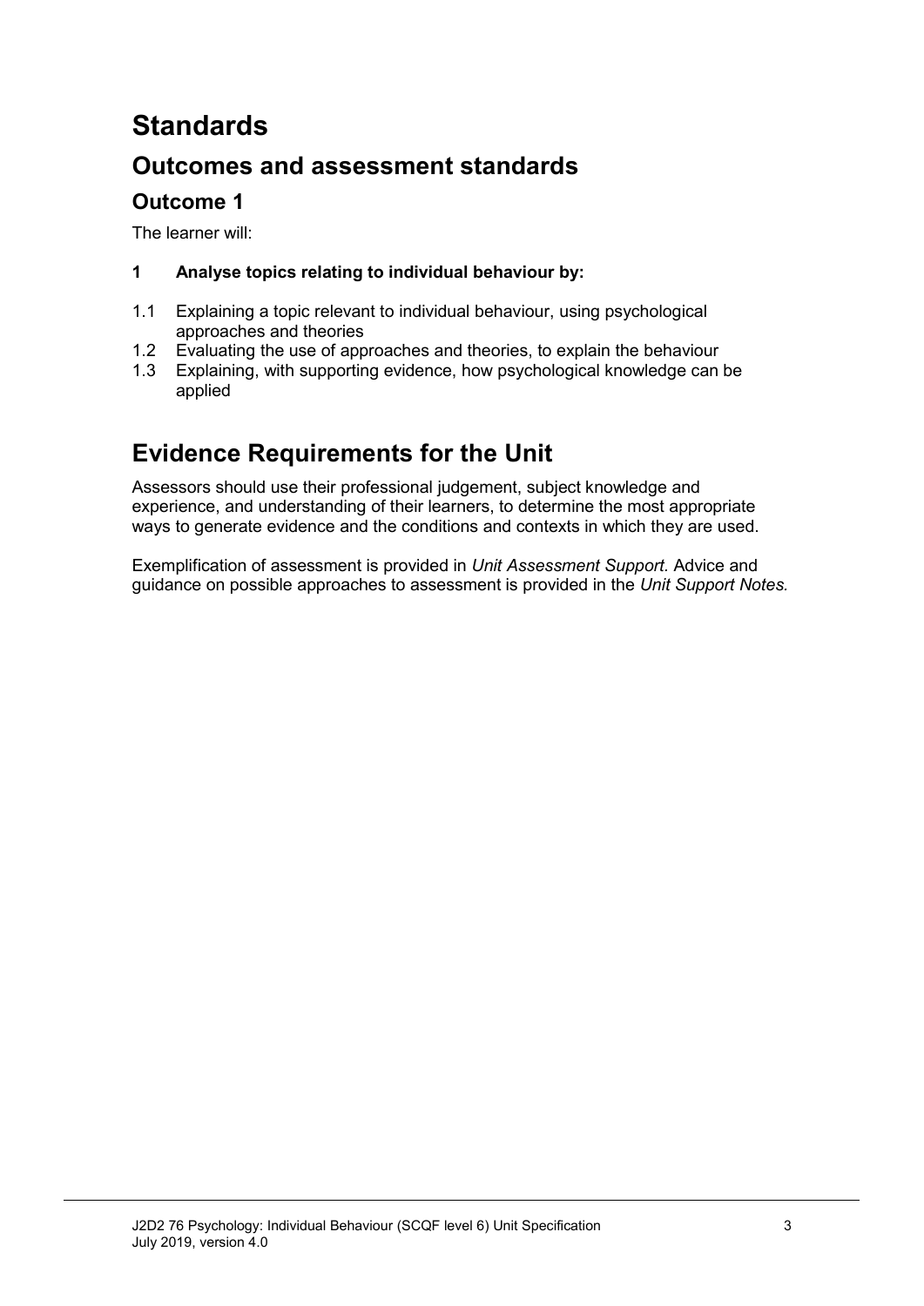# Standards

## Outcomes and assessment standards

### Outcome 1

The learner will:

**1 Analyse topics relating to individual behaviour by:**

1.1 Explaining a topic relevant to individual behaviour, using psychological approaches and theories
1.2 Evaluating the use of approaches and theories, to explain the behaviour
1.3 Explaining, with supporting evidence, how psychological knowledge can be applied

# Evidence Requirements for the Unit

Assessors should use their professional judgement, subject knowledge and experience, and understanding of their learners, to determine the most appropriate ways to generate evidence and the conditions and contexts in which they are used.

Exemplification of assessment is provided in *Unit Assessment Support*. Advice and guidance on possible approaches to assessment is provided in the *Unit Support Notes.*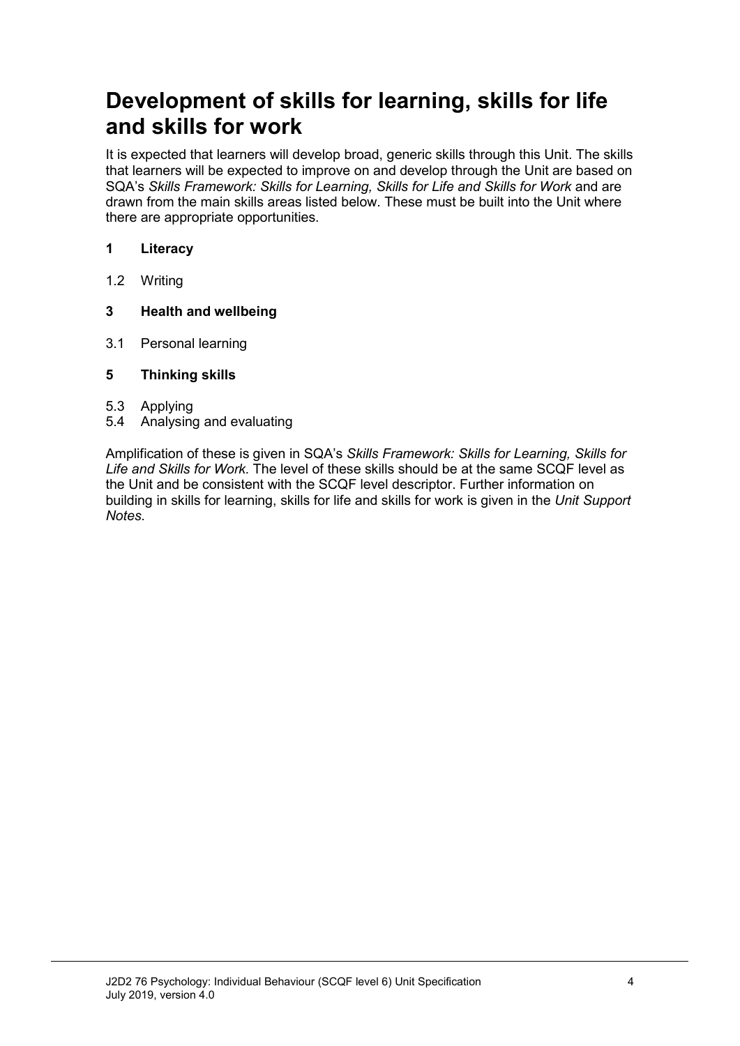# Development of skills for learning, skills for life and skills for work

It is expected that learners will develop broad, generic skills through this Unit. The skills that learners will be expected to improve on and develop through the Unit are based on SQA's *Skills Framework: Skills for Learning, Skills for Life and Skills for Work* and are drawn from the main skills areas listed below. These must be built into the Unit where there are appropriate opportunities.

**1 Literacy**

1.2 Writing

**3 Health and wellbeing**

3.1 Personal learning

**5 Thinking skills**

5.3 Applying
5.4 Analysing and evaluating

Amplification of these is given in SQA's *Skills Framework: Skills for Learning, Skills for Life and Skills for Work*. The level of these skills should be at the same SCQF level as the Unit and be consistent with the SCQF level descriptor. Further information on building in skills for learning, skills for life and skills for work is given in the *Unit Support Notes*.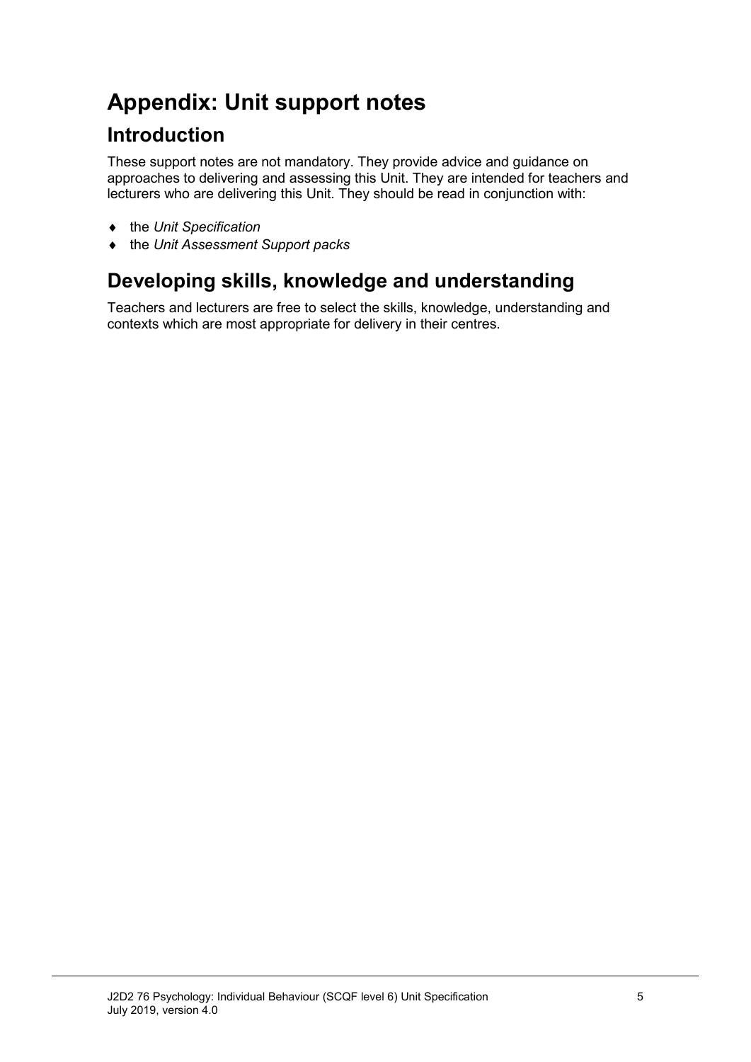# Appendix: Unit support notes

## Introduction

These support notes are not mandatory. They provide advice and guidance on approaches to delivering and assessing this Unit. They are intended for teachers and lecturers who are delivering this Unit. They should be read in conjunction with:

- the *Unit Specification*
- the *Unit Assessment Support packs*

## Developing skills, knowledge and understanding

Teachers and lecturers are free to select the skills, knowledge, understanding and contexts which are most appropriate for delivery in their centres.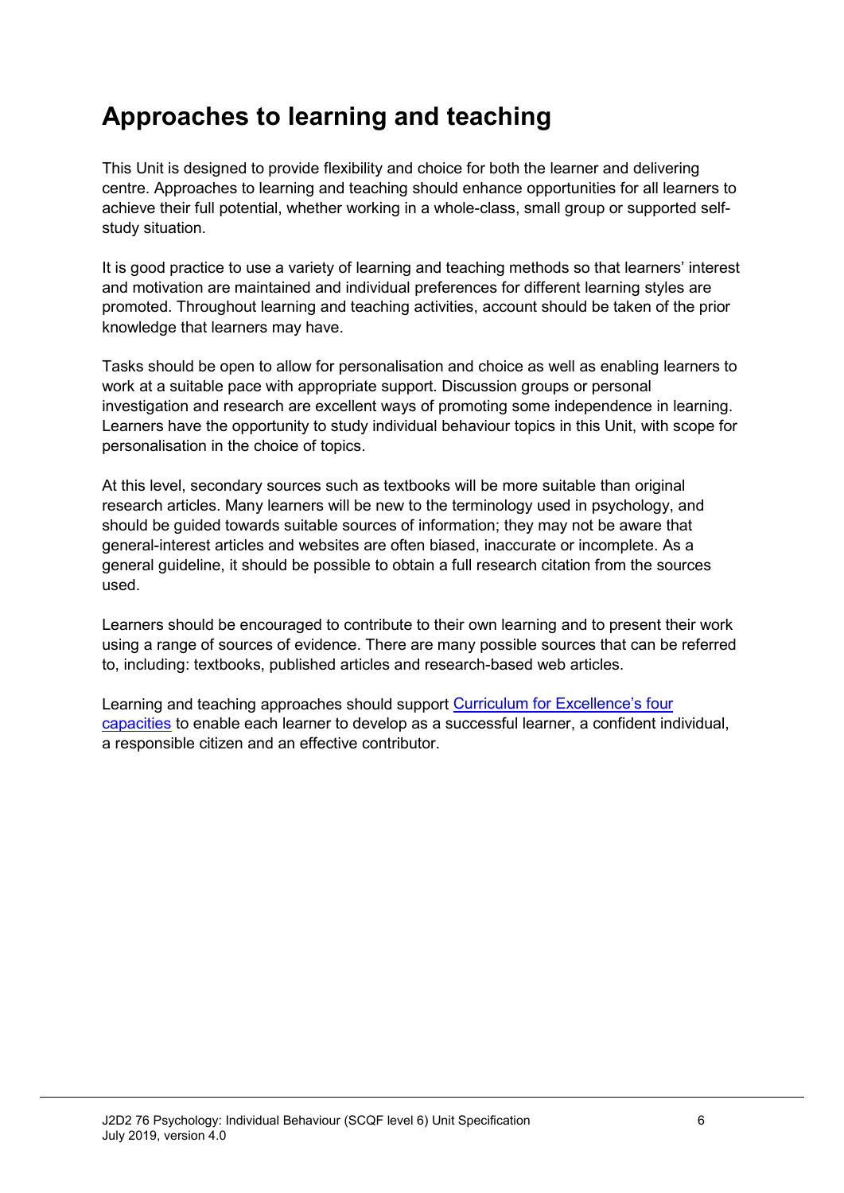# Approaches to learning and teaching

This Unit is designed to provide flexibility and choice for both the learner and delivering centre. Approaches to learning and teaching should enhance opportunities for all learners to achieve their full potential, whether working in a whole-class, small group or supported self-study situation.

It is good practice to use a variety of learning and teaching methods so that learners' interest and motivation are maintained and individual preferences for different learning styles are promoted. Throughout learning and teaching activities, account should be taken of the prior knowledge that learners may have.

Tasks should be open to allow for personalisation and choice as well as enabling learners to work at a suitable pace with appropriate support. Discussion groups or personal investigation and research are excellent ways of promoting some independence in learning. Learners have the opportunity to study individual behaviour topics in this Unit, with scope for personalisation in the choice of topics.

At this level, secondary sources such as textbooks will be more suitable than original research articles. Many learners will be new to the terminology used in psychology, and should be guided towards suitable sources of information; they may not be aware that general-interest articles and websites are often biased, inaccurate or incomplete. As a general guideline, it should be possible to obtain a full research citation from the sources used.

Learners should be encouraged to contribute to their own learning and to present their work using a range of sources of evidence. There are many possible sources that can be referred to, including: textbooks, published articles and research-based web articles.

Learning and teaching approaches should support Curriculum for Excellence's four capacities to enable each learner to develop as a successful learner, a confident individual, a responsible citizen and an effective contributor.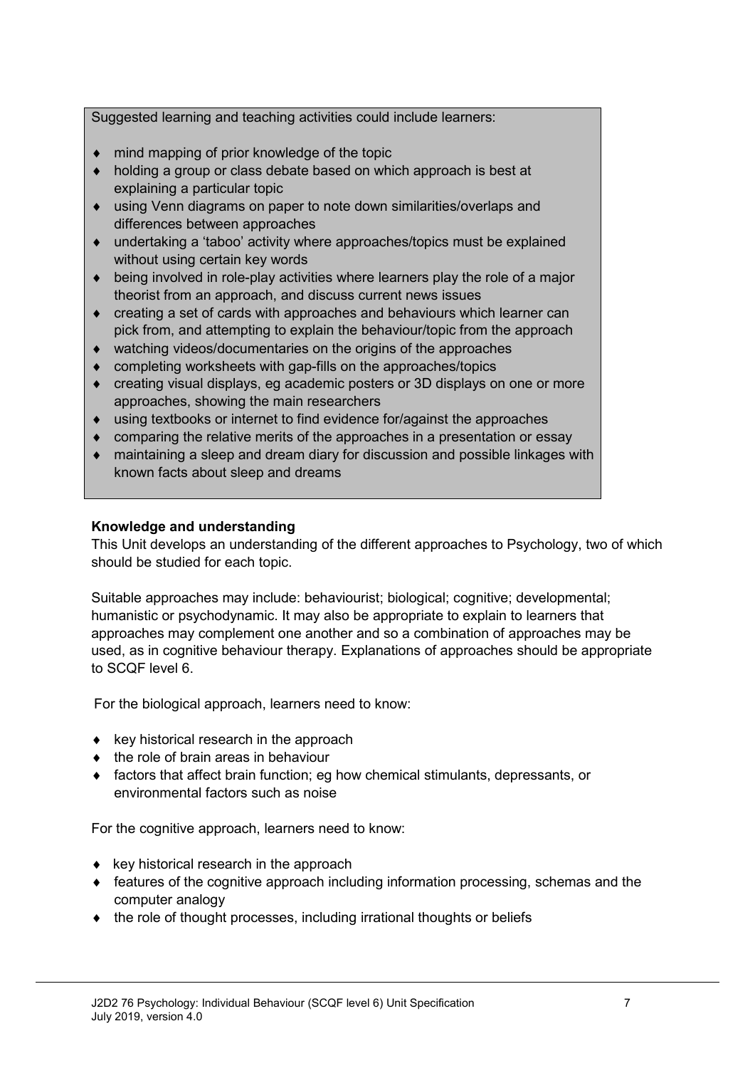Suggested learning and teaching activities could include learners:

- mind mapping of prior knowledge of the topic
- holding a group or class debate based on which approach is best at explaining a particular topic
- using Venn diagrams on paper to note down similarities/overlaps and differences between approaches
- undertaking a 'taboo' activity where approaches/topics must be explained without using certain key words
- being involved in role-play activities where learners play the role of a major theorist from an approach, and discuss current news issues
- creating a set of cards with approaches and behaviours which learner can pick from, and attempting to explain the behaviour/topic from the approach
- watching videos/documentaries on the origins of the approaches
- completing worksheets with gap-fills on the approaches/topics
- creating visual displays, eg academic posters or 3D displays on one or more approaches, showing the main researchers
- using textbooks or internet to find evidence for/against the approaches
- comparing the relative merits of the approaches in a presentation or essay
- maintaining a sleep and dream diary for discussion and possible linkages with known facts about sleep and dreams

**Knowledge and understanding**

This Unit develops an understanding of the different approaches to Psychology, two of which should be studied for each topic.

Suitable approaches may include: behaviourist; biological; cognitive; developmental; humanistic or psychodynamic. It may also be appropriate to explain to learners that approaches may complement one another and so a combination of approaches may be used, as in cognitive behaviour therapy. Explanations of approaches should be appropriate to SCQF level 6.

For the biological approach, learners need to know:

- key historical research in the approach
- the role of brain areas in behaviour
- factors that affect brain function; eg how chemical stimulants, depressants, or environmental factors such as noise

For the cognitive approach, learners need to know:

- key historical research in the approach
- features of the cognitive approach including information processing, schemas and the computer analogy
- the role of thought processes, including irrational thoughts or beliefs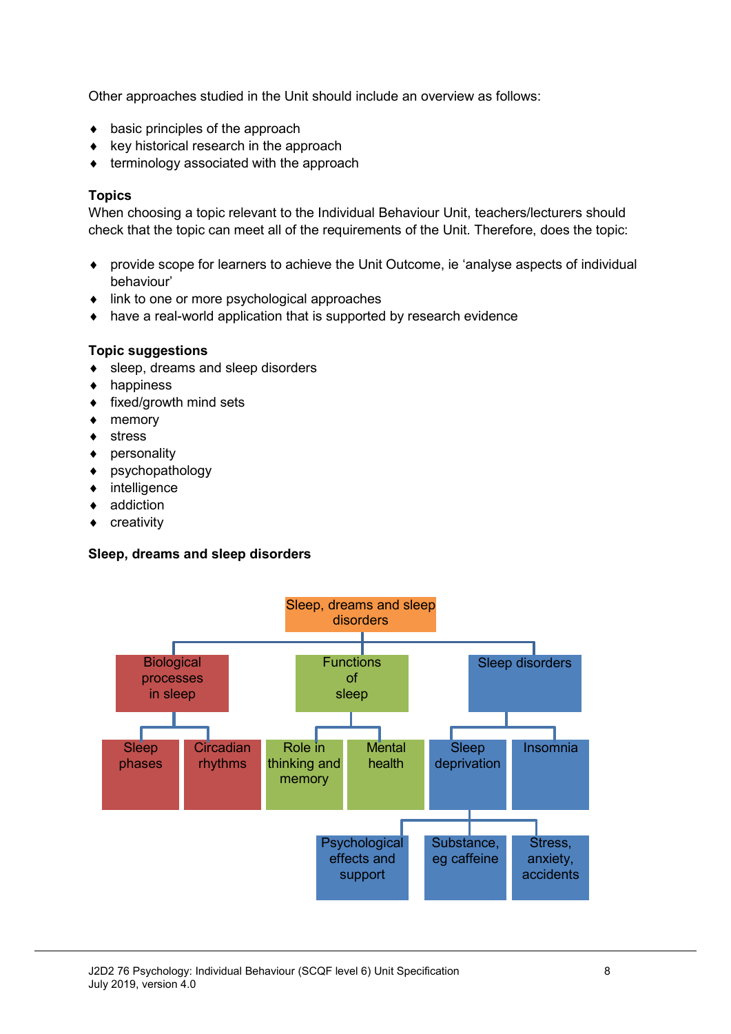Other approaches studied in the Unit should include an overview as follows:

- basic principles of the approach
- key historical research in the approach
- terminology associated with the approach

**Topics**

When choosing a topic relevant to the Individual Behaviour Unit, teachers/lecturers should check that the topic can meet all of the requirements of the Unit. Therefore, does the topic:

- provide scope for learners to achieve the Unit Outcome, ie 'analyse aspects of individual behaviour'
- link to one or more psychological approaches
- have a real-world application that is supported by research evidence

**Topic suggestions**

- sleep, dreams and sleep disorders
- happiness
- fixed/growth mind sets
- memory
- stress
- personality
- psychopathology
- intelligence
- addiction
- creativity

**Sleep, dreams and sleep disorders**

- Sleep, dreams and sleep disorders
  - Biological processes in sleep
    - Sleep phases
    - Circadian rhythms
  - Functions of sleep
    - Role in thinking and memory
    - Mental health
  - Sleep disorders
    - Sleep deprivation
      - Psychological effects and support
      - Substance, eg caffeine
      - Stress, anxiety, accidents
    - Insomnia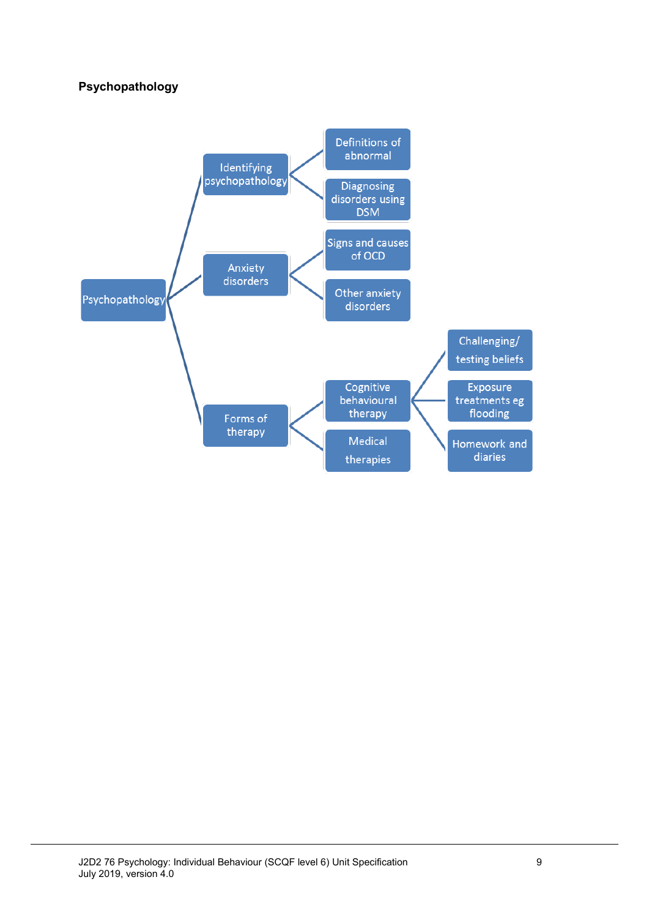**Psychopathology**

- Psychopathology
  - Identifying psychopathology
    - Definitions of abnormal
    - Diagnosing disorders using DSM
  - Anxiety disorders
    - Signs and causes of OCD
    - Other anxiety disorders
  - Forms of therapy
    - Cognitive behavioural therapy
      - Challenging/ testing beliefs
      - Exposure treatments eg flooding
      - Homework and diaries
    - Medical therapies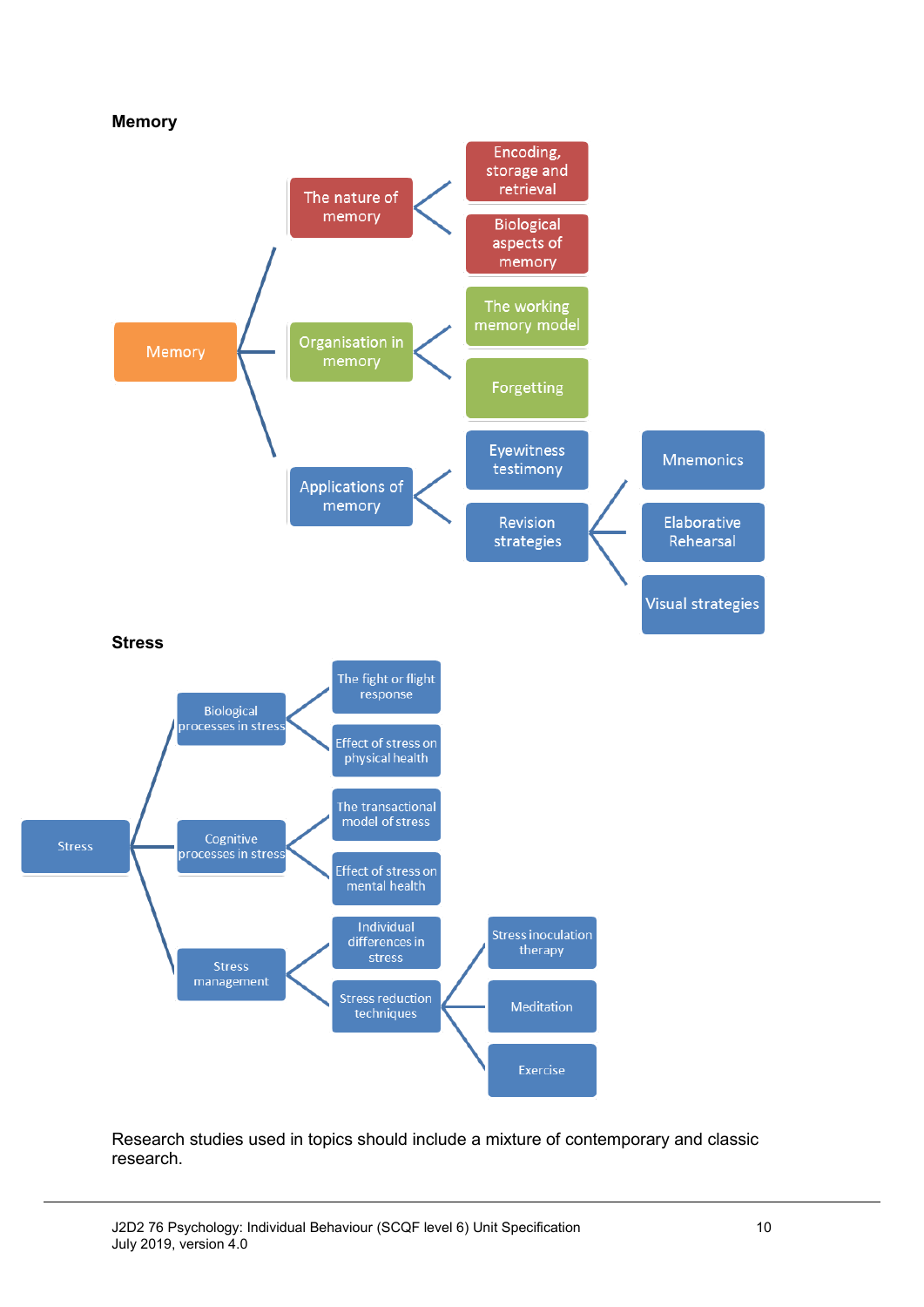**Memory**

- Memory
  - The nature of memory
    - Encoding, storage and retrieval
    - Biological aspects of memory
  - Organisation in memory
    - The working memory model
    - Forgetting
  - Applications of memory
    - Eyewitness testimony
    - Revision strategies
      - Mnemonics
      - Elaborative Rehearsal
      - Visual strategies

**Stress**

- Stress
  - Biological processes in stress
    - The fight or flight response
    - Effect of stress on physical health
  - Cognitive processes in stress
    - The transactional model of stress
    - Effect of stress on mental health
  - Stress management
    - Individual differences in stress
    - Stress reduction techniques
      - Stress inoculation therapy
      - Meditation
      - Exercise

Research studies used in topics should include a mixture of contemporary and classic research.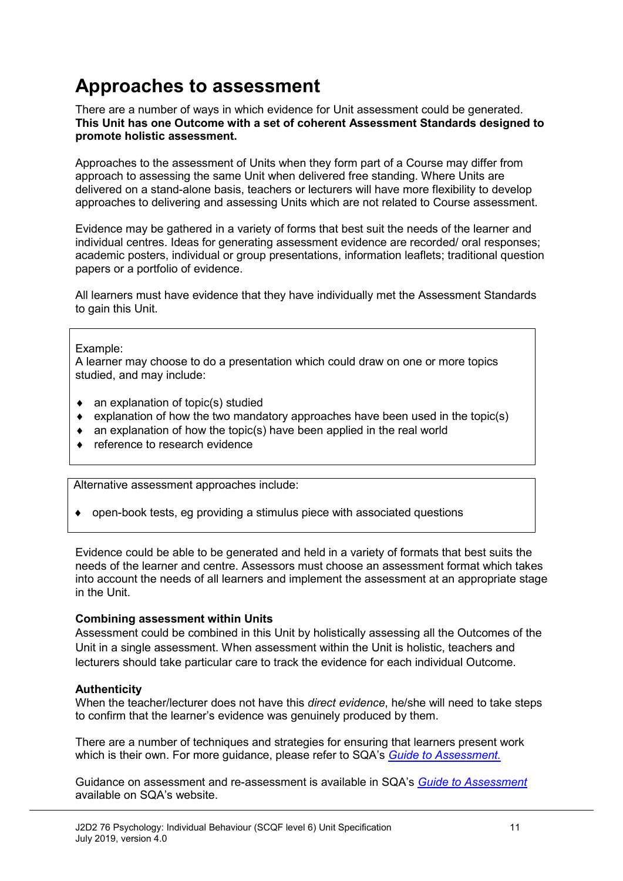# Approaches to assessment

There are a number of ways in which evidence for Unit assessment could be generated. **This Unit has one Outcome with a set of coherent Assessment Standards designed to promote holistic assessment.**

Approaches to the assessment of Units when they form part of a Course may differ from approach to assessing the same Unit when delivered free standing. Where Units are delivered on a stand-alone basis, teachers or lecturers will have more flexibility to develop approaches to delivering and assessing Units which are not related to Course assessment.

Evidence may be gathered in a variety of forms that best suit the needs of the learner and individual centres. Ideas for generating assessment evidence are recorded/ oral responses; academic posters, individual or group presentations, information leaflets; traditional question papers or a portfolio of evidence.

All learners must have evidence that they have individually met the Assessment Standards to gain this Unit.

Example:
A learner may choose to do a presentation which could draw on one or more topics studied, and may include:

- an explanation of topic(s) studied
- explanation of how the two mandatory approaches have been used in the topic(s)
- an explanation of how the topic(s) have been applied in the real world
- reference to research evidence

Alternative assessment approaches include:

- open-book tests, eg providing a stimulus piece with associated questions

Evidence could be able to be generated and held in a variety of formats that best suits the needs of the learner and centre. Assessors must choose an assessment format which takes into account the needs of all learners and implement the assessment at an appropriate stage in the Unit.

**Combining assessment within Units**
Assessment could be combined in this Unit by holistically assessing all the Outcomes of the Unit in a single assessment. When assessment within the Unit is holistic, teachers and lecturers should take particular care to track the evidence for each individual Outcome.

**Authenticity**
When the teacher/lecturer does not have this *direct evidence*, he/she will need to take steps to confirm that the learner's evidence was genuinely produced by them.

There are a number of techniques and strategies for ensuring that learners present work which is their own. For more guidance, please refer to SQA's *Guide to Assessment.*

Guidance on assessment and re-assessment is available in SQA's *Guide to Assessment* available on SQA's website.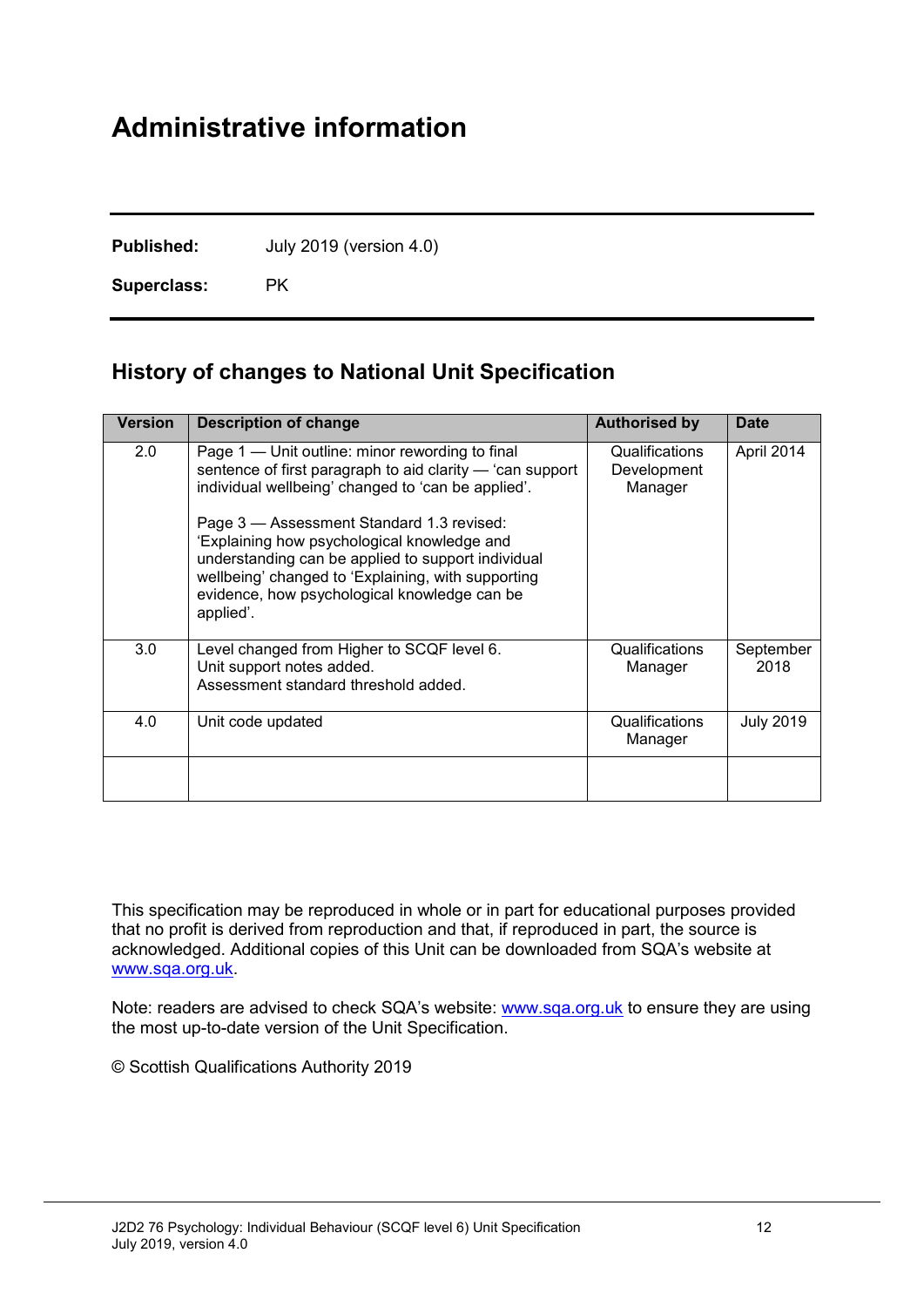# Administrative information

**Published:** July 2019 (version 4.0)

**Superclass:** PK

## History of changes to National Unit Specification

| Version | Description of change | Authorised by | Date |
|---|---|---|---|
| 2.0 | Page 1 — Unit outline: minor rewording to final sentence of first paragraph to aid clarity — 'can support individual wellbeing' changed to 'can be applied'.<br><br>Page 3 — Assessment Standard 1.3 revised: 'Explaining how psychological knowledge and understanding can be applied to support individual wellbeing' changed to 'Explaining, with supporting evidence, how psychological knowledge can be applied'. | Qualifications Development Manager | April 2014 |
| 3.0 | Level changed from Higher to SCQF level 6.<br>Unit support notes added.<br>Assessment standard threshold added. | Qualifications Manager | September 2018 |
| 4.0 | Unit code updated | Qualifications Manager | July 2019 |
| | | | |

This specification may be reproduced in whole or in part for educational purposes provided that no profit is derived from reproduction and that, if reproduced in part, the source is acknowledged. Additional copies of this Unit can be downloaded from SQA's website at www.sqa.org.uk.

Note: readers are advised to check SQA's website: www.sqa.org.uk to ensure they are using the most up-to-date version of the Unit Specification.

© Scottish Qualifications Authority 2019